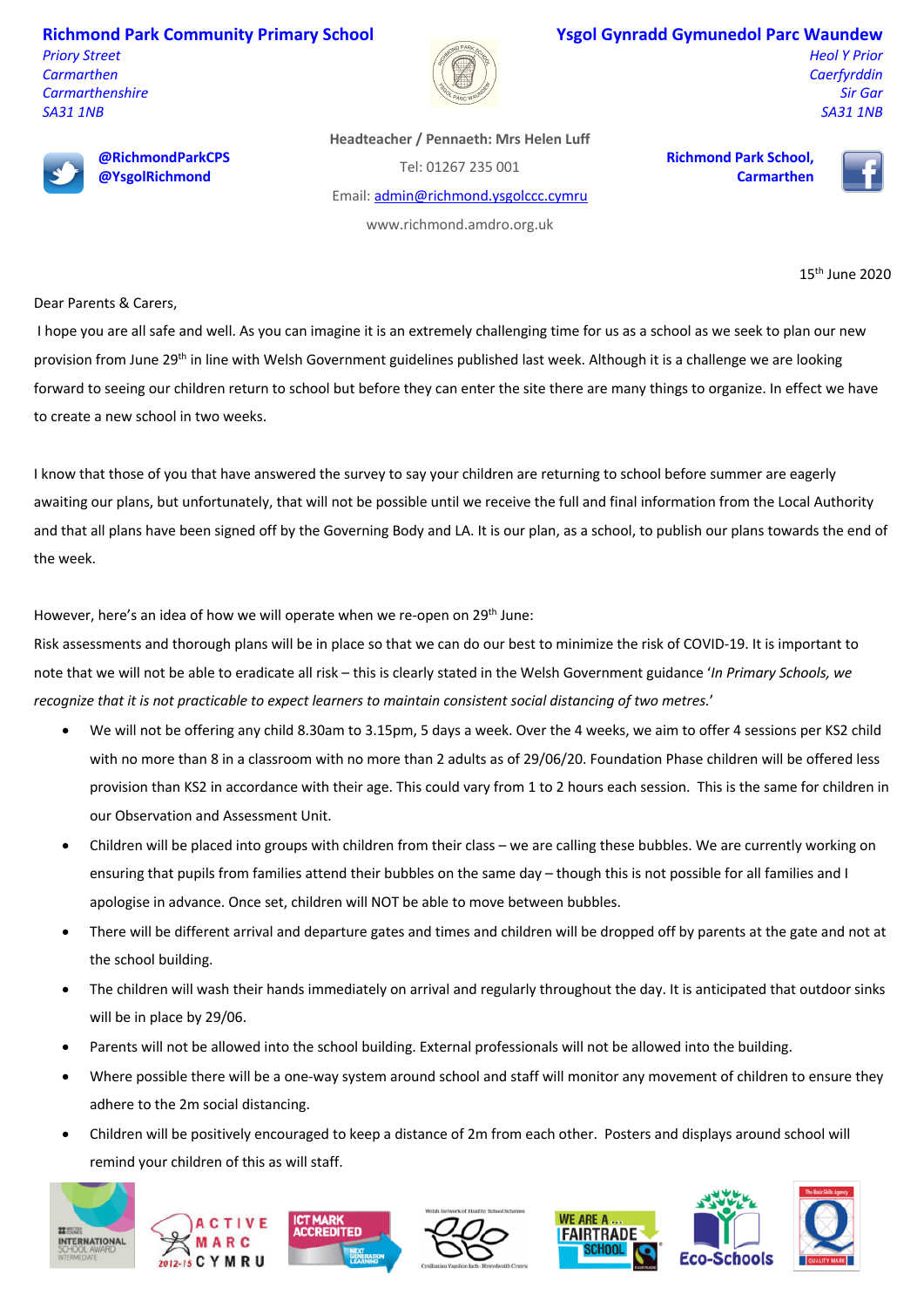**Richmond Park Community Primary School**
*Priory Street*
*Carmarthen*
*Carmarthenshire*
*SA31 1NB*

**Ysgol Gynradd Gymunedol Parc Waundew**
*Heol Y Prior*
*Caerfyrddin*
*Sir Gar*
*SA31 1NB*

**@RichmondParkCPS**
**@YsgolRichmond**

**Headteacher / Pennaeth: Mrs Helen Luff**

Tel: 01267 235 001

Email: admin@richmond.ysgolccc.cymru

www.richmond.amdro.org.uk

**Richmond Park School, Carmarthen**

15th June 2020

Dear Parents & Carers,

I hope you are all safe and well. As you can imagine it is an extremely challenging time for us as a school as we seek to plan our new provision from June 29th in line with Welsh Government guidelines published last week. Although it is a challenge we are looking forward to seeing our children return to school but before they can enter the site there are many things to organize. In effect we have to create a new school in two weeks.

I know that those of you that have answered the survey to say your children are returning to school before summer are eagerly awaiting our plans, but unfortunately, that will not be possible until we receive the full and final information from the Local Authority and that all plans have been signed off by the Governing Body and LA. It is our plan, as a school, to publish our plans towards the end of the week.

However, here's an idea of how we will operate when we re-open on 29th June:

Risk assessments and thorough plans will be in place so that we can do our best to minimize the risk of COVID-19. It is important to note that we will not be able to eradicate all risk – this is clearly stated in the Welsh Government guidance '*In Primary Schools, we recognize that it is not practicable to expect learners to maintain consistent social distancing of two metres.*'

- We will not be offering any child 8.30am to 3.15pm, 5 days a week. Over the 4 weeks, we aim to offer 4 sessions per KS2 child with no more than 8 in a classroom with no more than 2 adults as of 29/06/20. Foundation Phase children will be offered less provision than KS2 in accordance with their age. This could vary from 1 to 2 hours each session. This is the same for children in our Observation and Assessment Unit.
- Children will be placed into groups with children from their class – we are calling these bubbles. We are currently working on ensuring that pupils from families attend their bubbles on the same day – though this is not possible for all families and I apologise in advance. Once set, children will NOT be able to move between bubbles.
- There will be different arrival and departure gates and times and children will be dropped off by parents at the gate and not at the school building.
- The children will wash their hands immediately on arrival and regularly throughout the day. It is anticipated that outdoor sinks will be in place by 29/06.
- Parents will not be allowed into the school building. External professionals will not be allowed into the building.
- Where possible there will be a one-way system around school and staff will monitor any movement of children to ensure they adhere to the 2m social distancing.
- Children will be positively encouraged to keep a distance of 2m from each other. Posters and displays around school will remind your children of this as will staff.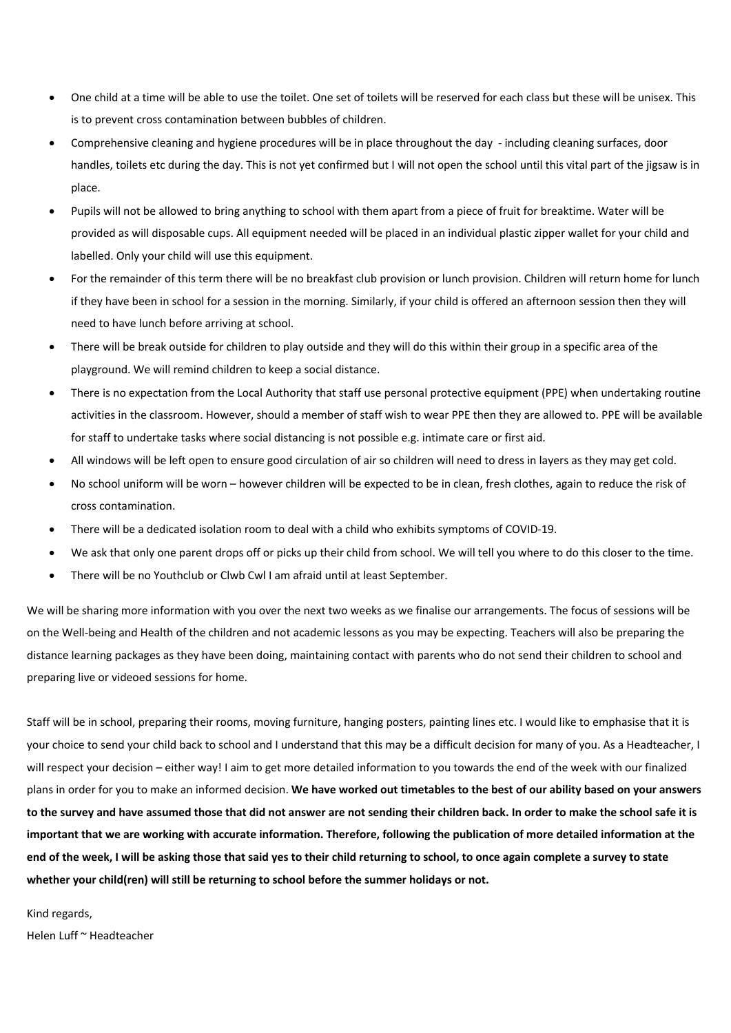- One child at a time will be able to use the toilet. One set of toilets will be reserved for each class but these will be unisex. This is to prevent cross contamination between bubbles of children.
- Comprehensive cleaning and hygiene procedures will be in place throughout the day - including cleaning surfaces, door handles, toilets etc during the day. This is not yet confirmed but I will not open the school until this vital part of the jigsaw is in place.
- Pupils will not be allowed to bring anything to school with them apart from a piece of fruit for breaktime. Water will be provided as will disposable cups. All equipment needed will be placed in an individual plastic zipper wallet for your child and labelled. Only your child will use this equipment.
- For the remainder of this term there will be no breakfast club provision or lunch provision. Children will return home for lunch if they have been in school for a session in the morning. Similarly, if your child is offered an afternoon session then they will need to have lunch before arriving at school.
- There will be break outside for children to play outside and they will do this within their group in a specific area of the playground. We will remind children to keep a social distance.
- There is no expectation from the Local Authority that staff use personal protective equipment (PPE) when undertaking routine activities in the classroom. However, should a member of staff wish to wear PPE then they are allowed to. PPE will be available for staff to undertake tasks where social distancing is not possible e.g. intimate care or first aid.
- All windows will be left open to ensure good circulation of air so children will need to dress in layers as they may get cold.
- No school uniform will be worn – however children will be expected to be in clean, fresh clothes, again to reduce the risk of cross contamination.
- There will be a dedicated isolation room to deal with a child who exhibits symptoms of COVID-19.
- We ask that only one parent drops off or picks up their child from school. We will tell you where to do this closer to the time.
- There will be no Youthclub or Clwb Cwl I am afraid until at least September.

We will be sharing more information with you over the next two weeks as we finalise our arrangements. The focus of sessions will be on the Well-being and Health of the children and not academic lessons as you may be expecting. Teachers will also be preparing the distance learning packages as they have been doing, maintaining contact with parents who do not send their children to school and preparing live or videoed sessions for home.

Staff will be in school, preparing their rooms, moving furniture, hanging posters, painting lines etc. I would like to emphasise that it is your choice to send your child back to school and I understand that this may be a difficult decision for many of you. As a Headteacher, I will respect your decision – either way! I aim to get more detailed information to you towards the end of the week with our finalized plans in order for you to make an informed decision. **We have worked out timetables to the best of our ability based on your answers to the survey and have assumed those that did not answer are not sending their children back. In order to make the school safe it is important that we are working with accurate information. Therefore, following the publication of more detailed information at the end of the week, I will be asking those that said yes to their child returning to school, to once again complete a survey to state whether your child(ren) will still be returning to school before the summer holidays or not.**

Kind regards,
Helen Luff ~ Headteacher